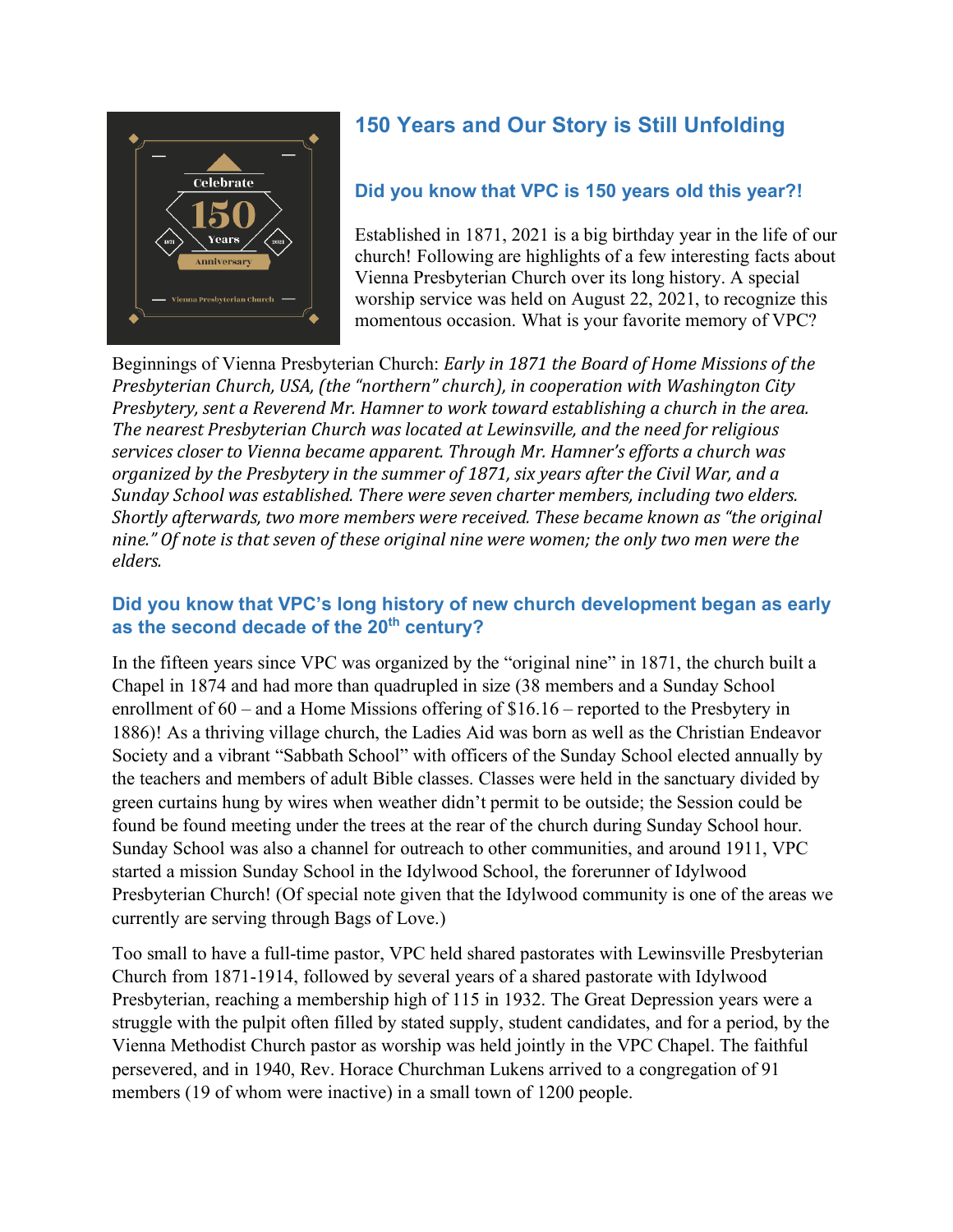## 150 Years and Our Story is Still Unfolding

### Did you know that VPC is 150 years old this year?!

Established in 1871, 2021 is a big birthday year in the life of our church! Following are highlights of a few interesting facts about Vienna Presbyterian Church over its long history. A special worship service was held on August 22, 2021, to recognize this momentous occasion. What is your favorite memory of VPC?

Beginnings of Vienna Presbyterian Church: *Early in 1871 the Board of Home Missions of the Presbyterian Church, USA, (the "northern" church), in cooperation with Washington City Presbytery, sent a Reverend Mr. Hamner to work toward establishing a church in the area. The nearest Presbyterian Church was located at Lewinsville, and the need for religious services closer to Vienna became apparent. Through Mr. Hamner's efforts a church was organized by the Presbytery in the summer of 1871, six years after the Civil War, and a Sunday School was established. There were seven charter members, including two elders. Shortly afterwards, two more members were received. These became known as "the original nine." Of note is that seven of these original nine were women; the only two men were the elders.*

### Did you know that VPC's long history of new church development began as early as the second decade of the 20th century?

In the fifteen years since VPC was organized by the "original nine" in 1871, the church built a Chapel in 1874 and had more than quadrupled in size (38 members and a Sunday School enrollment of 60 – and a Home Missions offering of $16.16 – reported to the Presbytery in 1886)! As a thriving village church, the Ladies Aid was born as well as the Christian Endeavor Society and a vibrant "Sabbath School" with officers of the Sunday School elected annually by the teachers and members of adult Bible classes. Classes were held in the sanctuary divided by green curtains hung by wires when weather didn't permit to be outside; the Session could be found be found meeting under the trees at the rear of the church during Sunday School hour. Sunday School was also a channel for outreach to other communities, and around 1911, VPC started a mission Sunday School in the Idylwood School, the forerunner of Idylwood Presbyterian Church! (Of special note given that the Idylwood community is one of the areas we currently are serving through Bags of Love.)

Too small to have a full-time pastor, VPC held shared pastorates with Lewinsville Presbyterian Church from 1871-1914, followed by several years of a shared pastorate with Idylwood Presbyterian, reaching a membership high of 115 in 1932. The Great Depression years were a struggle with the pulpit often filled by stated supply, student candidates, and for a period, by the Vienna Methodist Church pastor as worship was held jointly in the VPC Chapel. The faithful persevered, and in 1940, Rev. Horace Churchman Lukens arrived to a congregation of 91 members (19 of whom were inactive) in a small town of 1200 people.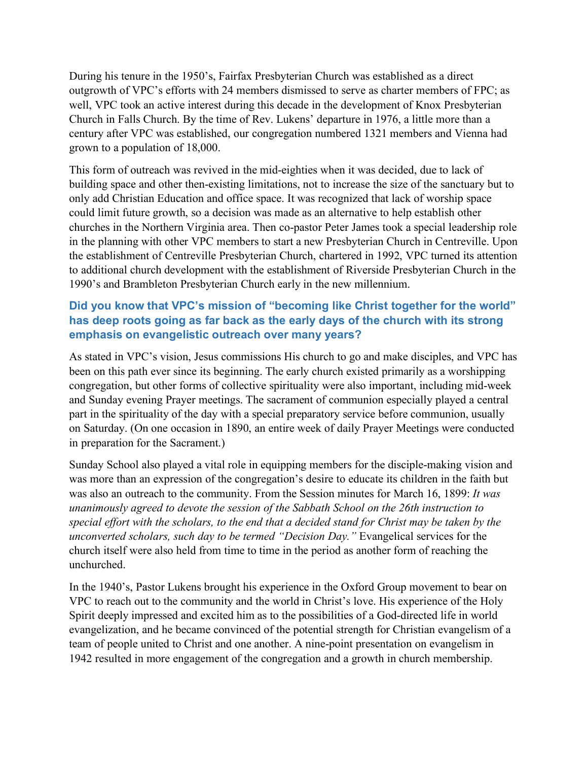During his tenure in the 1950's, Fairfax Presbyterian Church was established as a direct outgrowth of VPC's efforts with 24 members dismissed to serve as charter members of FPC; as well, VPC took an active interest during this decade in the development of Knox Presbyterian Church in Falls Church. By the time of Rev. Lukens' departure in 1976, a little more than a century after VPC was established, our congregation numbered 1321 members and Vienna had grown to a population of 18,000.

This form of outreach was revived in the mid-eighties when it was decided, due to lack of building space and other then-existing limitations, not to increase the size of the sanctuary but to only add Christian Education and office space. It was recognized that lack of worship space could limit future growth, so a decision was made as an alternative to help establish other churches in the Northern Virginia area. Then co-pastor Peter James took a special leadership role in the planning with other VPC members to start a new Presbyterian Church in Centreville. Upon the establishment of Centreville Presbyterian Church, chartered in 1992, VPC turned its attention to additional church development with the establishment of Riverside Presbyterian Church in the 1990's and Brambleton Presbyterian Church early in the new millennium.

### Did you know that VPC's mission of "becoming like Christ together for the world" has deep roots going as far back as the early days of the church with its strong emphasis on evangelistic outreach over many years?

As stated in VPC's vision, Jesus commissions His church to go and make disciples, and VPC has been on this path ever since its beginning. The early church existed primarily as a worshipping congregation, but other forms of collective spirituality were also important, including mid-week and Sunday evening Prayer meetings. The sacrament of communion especially played a central part in the spirituality of the day with a special preparatory service before communion, usually on Saturday. (On one occasion in 1890, an entire week of daily Prayer Meetings were conducted in preparation for the Sacrament.)

Sunday School also played a vital role in equipping members for the disciple-making vision and was more than an expression of the congregation's desire to educate its children in the faith but was also an outreach to the community. From the Session minutes for March 16, 1899: *It was unanimously agreed to devote the session of the Sabbath School on the 26th instruction to special effort with the scholars, to the end that a decided stand for Christ may be taken by the unconverted scholars, such day to be termed "Decision Day."* Evangelical services for the church itself were also held from time to time in the period as another form of reaching the unchurched.

In the 1940's, Pastor Lukens brought his experience in the Oxford Group movement to bear on VPC to reach out to the community and the world in Christ's love. His experience of the Holy Spirit deeply impressed and excited him as to the possibilities of a God-directed life in world evangelization, and he became convinced of the potential strength for Christian evangelism of a team of people united to Christ and one another. A nine-point presentation on evangelism in 1942 resulted in more engagement of the congregation and a growth in church membership.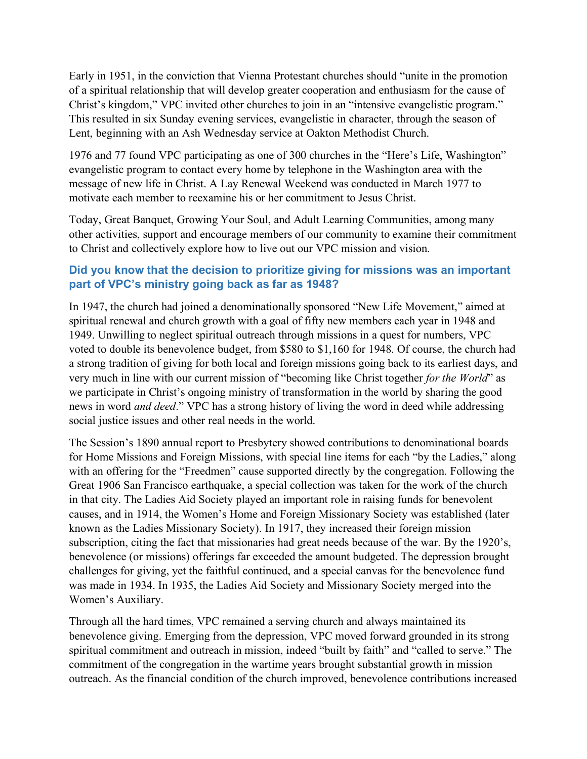Early in 1951, in the conviction that Vienna Protestant churches should "unite in the promotion of a spiritual relationship that will develop greater cooperation and enthusiasm for the cause of Christ's kingdom," VPC invited other churches to join in an "intensive evangelistic program." This resulted in six Sunday evening services, evangelistic in character, through the season of Lent, beginning with an Ash Wednesday service at Oakton Methodist Church.

1976 and 77 found VPC participating as one of 300 churches in the "Here's Life, Washington" evangelistic program to contact every home by telephone in the Washington area with the message of new life in Christ. A Lay Renewal Weekend was conducted in March 1977 to motivate each member to reexamine his or her commitment to Jesus Christ.

Today, Great Banquet, Growing Your Soul, and Adult Learning Communities, among many other activities, support and encourage members of our community to examine their commitment to Christ and collectively explore how to live out our VPC mission and vision.

### Did you know that the decision to prioritize giving for missions was an important part of VPC's ministry going back as far as 1948?

In 1947, the church had joined a denominationally sponsored "New Life Movement," aimed at spiritual renewal and church growth with a goal of fifty new members each year in 1948 and 1949. Unwilling to neglect spiritual outreach through missions in a quest for numbers, VPC voted to double its benevolence budget, from $580 to $1,160 for 1948. Of course, the church had a strong tradition of giving for both local and foreign missions going back to its earliest days, and very much in line with our current mission of "becoming like Christ together *for the World*" as we participate in Christ's ongoing ministry of transformation in the world by sharing the good news in word *and deed*." VPC has a strong history of living the word in deed while addressing social justice issues and other real needs in the world.

The Session's 1890 annual report to Presbytery showed contributions to denominational boards for Home Missions and Foreign Missions, with special line items for each "by the Ladies," along with an offering for the "Freedmen" cause supported directly by the congregation. Following the Great 1906 San Francisco earthquake, a special collection was taken for the work of the church in that city. The Ladies Aid Society played an important role in raising funds for benevolent causes, and in 1914, the Women's Home and Foreign Missionary Society was established (later known as the Ladies Missionary Society). In 1917, they increased their foreign mission subscription, citing the fact that missionaries had great needs because of the war. By the 1920's, benevolence (or missions) offerings far exceeded the amount budgeted. The depression brought challenges for giving, yet the faithful continued, and a special canvas for the benevolence fund was made in 1934. In 1935, the Ladies Aid Society and Missionary Society merged into the Women's Auxiliary.

Through all the hard times, VPC remained a serving church and always maintained its benevolence giving. Emerging from the depression, VPC moved forward grounded in its strong spiritual commitment and outreach in mission, indeed "built by faith" and "called to serve." The commitment of the congregation in the wartime years brought substantial growth in mission outreach. As the financial condition of the church improved, benevolence contributions increased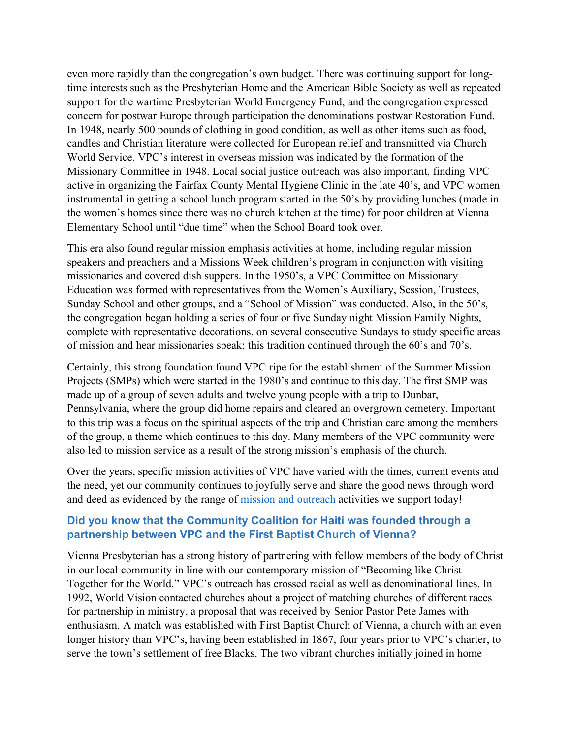even more rapidly than the congregation's own budget. There was continuing support for long-time interests such as the Presbyterian Home and the American Bible Society as well as repeated support for the wartime Presbyterian World Emergency Fund, and the congregation expressed concern for postwar Europe through participation the denominations postwar Restoration Fund. In 1948, nearly 500 pounds of clothing in good condition, as well as other items such as food, candles and Christian literature were collected for European relief and transmitted via Church World Service. VPC's interest in overseas mission was indicated by the formation of the Missionary Committee in 1948. Local social justice outreach was also important, finding VPC active in organizing the Fairfax County Mental Hygiene Clinic in the late 40's, and VPC women instrumental in getting a school lunch program started in the 50's by providing lunches (made in the women's homes since there was no church kitchen at the time) for poor children at Vienna Elementary School until "due time" when the School Board took over.

This era also found regular mission emphasis activities at home, including regular mission speakers and preachers and a Missions Week children's program in conjunction with visiting missionaries and covered dish suppers. In the 1950's, a VPC Committee on Missionary Education was formed with representatives from the Women's Auxiliary, Session, Trustees, Sunday School and other groups, and a "School of Mission" was conducted. Also, in the 50's, the congregation began holding a series of four or five Sunday night Mission Family Nights, complete with representative decorations, on several consecutive Sundays to study specific areas of mission and hear missionaries speak; this tradition continued through the 60's and 70's.

Certainly, this strong foundation found VPC ripe for the establishment of the Summer Mission Projects (SMPs) which were started in the 1980's and continue to this day. The first SMP was made up of a group of seven adults and twelve young people with a trip to Dunbar, Pennsylvania, where the group did home repairs and cleared an overgrown cemetery. Important to this trip was a focus on the spiritual aspects of the trip and Christian care among the members of the group, a theme which continues to this day. Many members of the VPC community were also led to mission service as a result of the strong mission's emphasis of the church.

Over the years, specific mission activities of VPC have varied with the times, current events and the need, yet our community continues to joyfully serve and share the good news through word and deed as evidenced by the range of [mission and outreach] activities we support today!

### Did you know that the Community Coalition for Haiti was founded through a partnership between VPC and the First Baptist Church of Vienna?

Vienna Presbyterian has a strong history of partnering with fellow members of the body of Christ in our local community in line with our contemporary mission of "Becoming like Christ Together for the World." VPC's outreach has crossed racial as well as denominational lines. In 1992, World Vision contacted churches about a project of matching churches of different races for partnership in ministry, a proposal that was received by Senior Pastor Pete James with enthusiasm. A match was established with First Baptist Church of Vienna, a church with an even longer history than VPC's, having been established in 1867, four years prior to VPC's charter, to serve the town's settlement of free Blacks. The two vibrant churches initially joined in home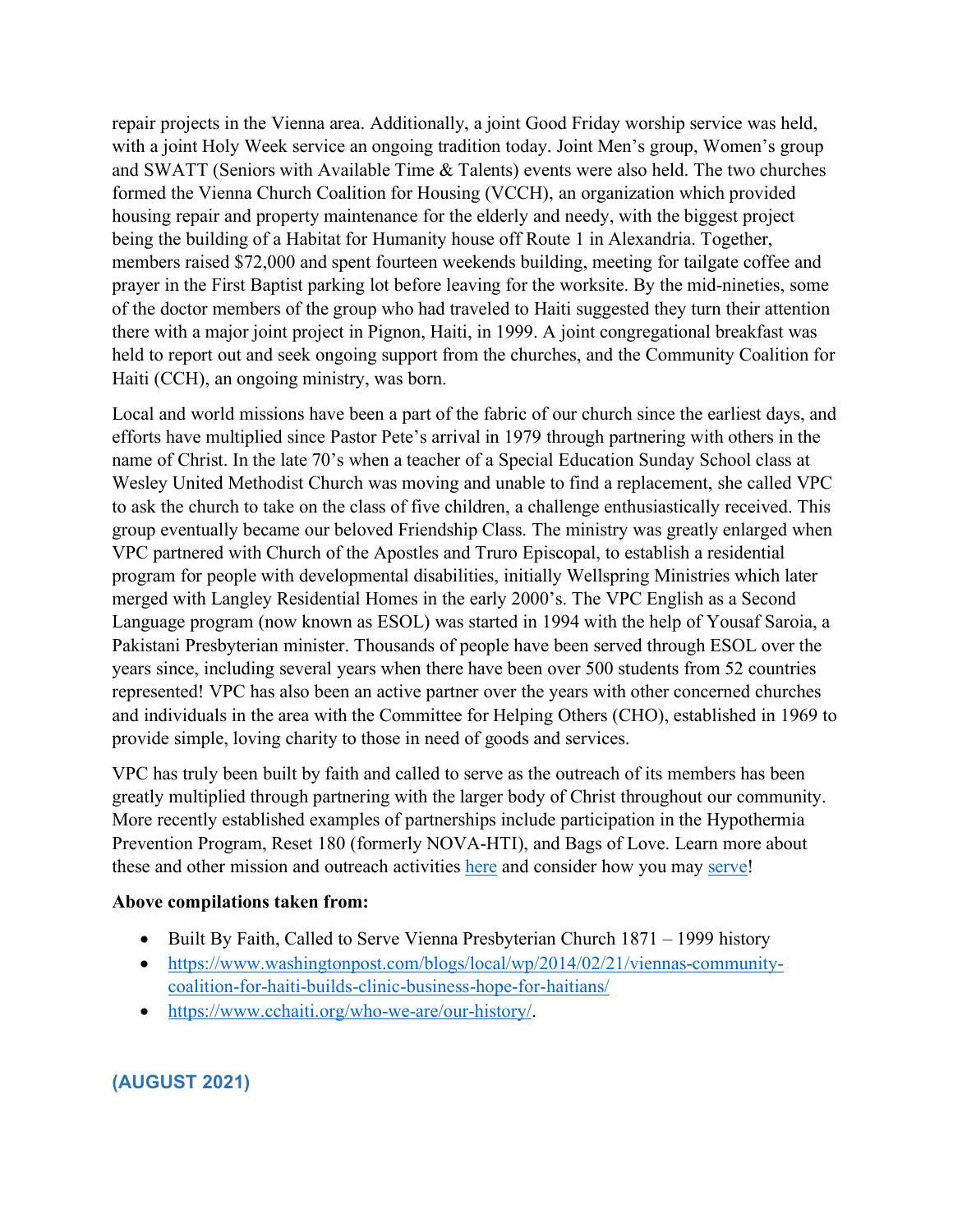repair projects in the Vienna area. Additionally, a joint Good Friday worship service was held, with a joint Holy Week service an ongoing tradition today. Joint Men's group, Women's group and SWATT (Seniors with Available Time & Talents) events were also held. The two churches formed the Vienna Church Coalition for Housing (VCCH), an organization which provided housing repair and property maintenance for the elderly and needy, with the biggest project being the building of a Habitat for Humanity house off Route 1 in Alexandria. Together, members raised $72,000 and spent fourteen weekends building, meeting for tailgate coffee and prayer in the First Baptist parking lot before leaving for the worksite. By the mid-nineties, some of the doctor members of the group who had traveled to Haiti suggested they turn their attention there with a major joint project in Pignon, Haiti, in 1999. A joint congregational breakfast was held to report out and seek ongoing support from the churches, and the Community Coalition for Haiti (CCH), an ongoing ministry, was born.

Local and world missions have been a part of the fabric of our church since the earliest days, and efforts have multiplied since Pastor Pete's arrival in 1979 through partnering with others in the name of Christ. In the late 70's when a teacher of a Special Education Sunday School class at Wesley United Methodist Church was moving and unable to find a replacement, she called VPC to ask the church to take on the class of five children, a challenge enthusiastically received. This group eventually became our beloved Friendship Class. The ministry was greatly enlarged when VPC partnered with Church of the Apostles and Truro Episcopal, to establish a residential program for people with developmental disabilities, initially Wellspring Ministries which later merged with Langley Residential Homes in the early 2000's. The VPC English as a Second Language program (now known as ESOL) was started in 1994 with the help of Yousaf Saroia, a Pakistani Presbyterian minister. Thousands of people have been served through ESOL over the years since, including several years when there have been over 500 students from 52 countries represented! VPC has also been an active partner over the years with other concerned churches and individuals in the area with the Committee for Helping Others (CHO), established in 1969 to provide simple, loving charity to those in need of goods and services.

VPC has truly been built by faith and called to serve as the outreach of its members has been greatly multiplied through partnering with the larger body of Christ throughout our community. More recently established examples of partnerships include participation in the Hypothermia Prevention Program, Reset 180 (formerly NOVA-HTI), and Bags of Love. Learn more about these and other mission and outreach activities here and consider how you may serve!

**Above compilations taken from:**

- Built By Faith, Called to Serve Vienna Presbyterian Church 1871 – 1999 history
- https://www.washingtonpost.com/blogs/local/wp/2014/02/21/viennas-community-coalition-for-haiti-builds-clinic-business-hope-for-haitians/
- https://www.cchaiti.org/who-we-are/our-history/.

**(AUGUST 2021)**